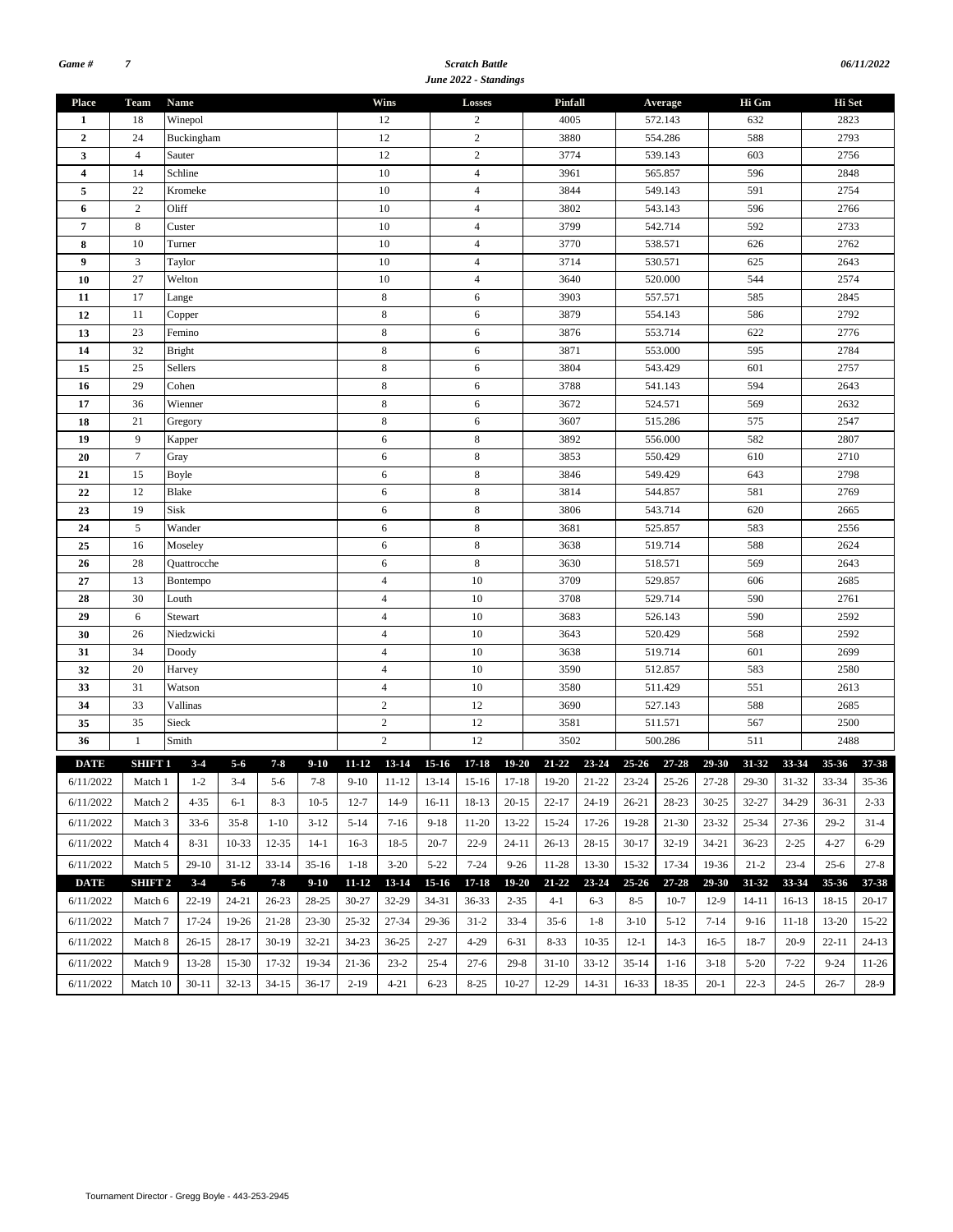**Game #** 7 — **Scratch Battle** — **June 2022 - Standings** — 06/11/2022

| Place | Team | Name | Wins | Losses | Pinfall | Average | Hi Gm | Hi Set |
|---|---|---|---|---|---|---|---|---|
| 1 | 18 | Winepol | 12 | 2 | 4005 | 572.143 | 632 | 2823 |
| 2 | 24 | Buckingham | 12 | 2 | 3880 | 554.286 | 588 | 2793 |
| 3 | 4 | Sauter | 12 | 2 | 3774 | 539.143 | 603 | 2756 |
| 4 | 14 | Schline | 10 | 4 | 3961 | 565.857 | 596 | 2848 |
| 5 | 22 | Kromeke | 10 | 4 | 3844 | 549.143 | 591 | 2754 |
| 6 | 2 | Oliff | 10 | 4 | 3802 | 543.143 | 596 | 2766 |
| 7 | 8 | Custer | 10 | 4 | 3799 | 542.714 | 592 | 2733 |
| 8 | 10 | Turner | 10 | 4 | 3770 | 538.571 | 626 | 2762 |
| 9 | 3 | Taylor | 10 | 4 | 3714 | 530.571 | 625 | 2643 |
| 10 | 27 | Welton | 10 | 4 | 3640 | 520.000 | 544 | 2574 |
| 11 | 17 | Lange | 8 | 6 | 3903 | 557.571 | 585 | 2845 |
| 12 | 11 | Copper | 8 | 6 | 3879 | 554.143 | 586 | 2792 |
| 13 | 23 | Femino | 8 | 6 | 3876 | 553.714 | 622 | 2776 |
| 14 | 32 | Bright | 8 | 6 | 3871 | 553.000 | 595 | 2784 |
| 15 | 25 | Sellers | 8 | 6 | 3804 | 543.429 | 601 | 2757 |
| 16 | 29 | Cohen | 8 | 6 | 3788 | 541.143 | 594 | 2643 |
| 17 | 36 | Wienner | 8 | 6 | 3672 | 524.571 | 569 | 2632 |
| 18 | 21 | Gregory | 8 | 6 | 3607 | 515.286 | 575 | 2547 |
| 19 | 9 | Kapper | 6 | 8 | 3892 | 556.000 | 582 | 2807 |
| 20 | 7 | Gray | 6 | 8 | 3853 | 550.429 | 610 | 2710 |
| 21 | 15 | Boyle | 6 | 8 | 3846 | 549.429 | 643 | 2798 |
| 22 | 12 | Blake | 6 | 8 | 3814 | 544.857 | 581 | 2769 |
| 23 | 19 | Sisk | 6 | 8 | 3806 | 543.714 | 620 | 2665 |
| 24 | 5 | Wander | 6 | 8 | 3681 | 525.857 | 583 | 2556 |
| 25 | 16 | Moseley | 6 | 8 | 3638 | 519.714 | 588 | 2624 |
| 26 | 28 | Quattrocche | 6 | 8 | 3630 | 518.571 | 569 | 2643 |
| 27 | 13 | Bontempo | 4 | 10 | 3709 | 529.857 | 606 | 2685 |
| 28 | 30 | Louth | 4 | 10 | 3708 | 529.714 | 590 | 2761 |
| 29 | 6 | Stewart | 4 | 10 | 3683 | 526.143 | 590 | 2592 |
| 30 | 26 | Niedzwicki | 4 | 10 | 3643 | 520.429 | 568 | 2592 |
| 31 | 34 | Doody | 4 | 10 | 3638 | 519.714 | 601 | 2699 |
| 32 | 20 | Harvey | 4 | 10 | 3590 | 512.857 | 583 | 2580 |
| 33 | 31 | Watson | 4 | 10 | 3580 | 511.429 | 551 | 2613 |
| 34 | 33 | Vallinas | 2 | 12 | 3690 | 527.143 | 588 | 2685 |
| 35 | 35 | Sieck | 2 | 12 | 3581 | 511.571 | 567 | 2500 |
| 36 | 1 | Smith | 2 | 12 | 3502 | 500.286 | 511 | 2488 |

| DATE | SHIFT 1 | 3-4 | 5-6 | 7-8 | 9-10 | 11-12 | 13-14 | 15-16 | 17-18 | 19-20 | 21-22 | 23-24 | 25-26 | 27-28 | 29-30 | 31-32 | 33-34 | 35-36 | 37-38 |
|---|---|---|---|---|---|---|---|---|---|---|---|---|---|---|---|---|---|---|---|
| 6/11/2022 | Match 1 | 1-2 | 3-4 | 5-6 | 7-8 | 9-10 | 11-12 | 13-14 | 15-16 | 17-18 | 19-20 | 21-22 | 23-24 | 25-26 | 27-28 | 29-30 | 31-32 | 33-34 | 35-36 |
| 6/11/2022 | Match 2 | 4-35 | 6-1 | 8-3 | 10-5 | 12-7 | 14-9 | 16-11 | 18-13 | 20-15 | 22-17 | 24-19 | 26-21 | 28-23 | 30-25 | 32-27 | 34-29 | 36-31 | 2-33 |
| 6/11/2022 | Match 3 | 33-6 | 35-8 | 1-10 | 3-12 | 5-14 | 7-16 | 9-18 | 11-20 | 13-22 | 15-24 | 17-26 | 19-28 | 21-30 | 23-32 | 25-34 | 27-36 | 29-2 | 31-4 |
| 6/11/2022 | Match 4 | 8-31 | 10-33 | 12-35 | 14-1 | 16-3 | 18-5 | 20-7 | 22-9 | 24-11 | 26-13 | 28-15 | 30-17 | 32-19 | 34-21 | 36-23 | 2-25 | 4-27 | 6-29 |
| 6/11/2022 | Match 5 | 29-10 | 31-12 | 33-14 | 35-16 | 1-18 | 3-20 | 5-22 | 7-24 | 9-26 | 11-28 | 13-30 | 15-32 | 17-34 | 19-36 | 21-2 | 23-4 | 25-6 | 27-8 |
| **DATE** | **SHIFT 2** | **3-4** | **5-6** | **7-8** | **9-10** | **11-12** | **13-14** | **15-16** | **17-18** | **19-20** | **21-22** | **23-24** | **25-26** | **27-28** | **29-30** | **31-32** | **33-34** | **35-36** | **37-38** |
| 6/11/2022 | Match 6 | 22-19 | 24-21 | 26-23 | 28-25 | 30-27 | 32-29 | 34-31 | 36-33 | 2-35 | 4-1 | 6-3 | 8-5 | 10-7 | 12-9 | 14-11 | 16-13 | 18-15 | 20-17 |
| 6/11/2022 | Match 7 | 17-24 | 19-26 | 21-28 | 23-30 | 25-32 | 27-34 | 29-36 | 31-2 | 33-4 | 35-6 | 1-8 | 3-10 | 5-12 | 7-14 | 9-16 | 11-18 | 13-20 | 15-22 |
| 6/11/2022 | Match 8 | 26-15 | 28-17 | 30-19 | 32-21 | 34-23 | 36-25 | 2-27 | 4-29 | 6-31 | 8-33 | 10-35 | 12-1 | 14-3 | 16-5 | 18-7 | 20-9 | 22-11 | 24-13 |
| 6/11/2022 | Match 9 | 13-28 | 15-30 | 17-32 | 19-34 | 21-36 | 23-2 | 25-4 | 27-6 | 29-8 | 31-10 | 33-12 | 35-14 | 1-16 | 3-18 | 5-20 | 7-22 | 9-24 | 11-26 |
| 6/11/2022 | Match 10 | 30-11 | 32-13 | 34-15 | 36-17 | 2-19 | 4-21 | 6-23 | 8-25 | 10-27 | 12-29 | 14-31 | 16-33 | 18-35 | 20-1 | 22-3 | 24-5 | 26-7 | 28-9 |

Tournament Director - Gregg Boyle - 443-253-2945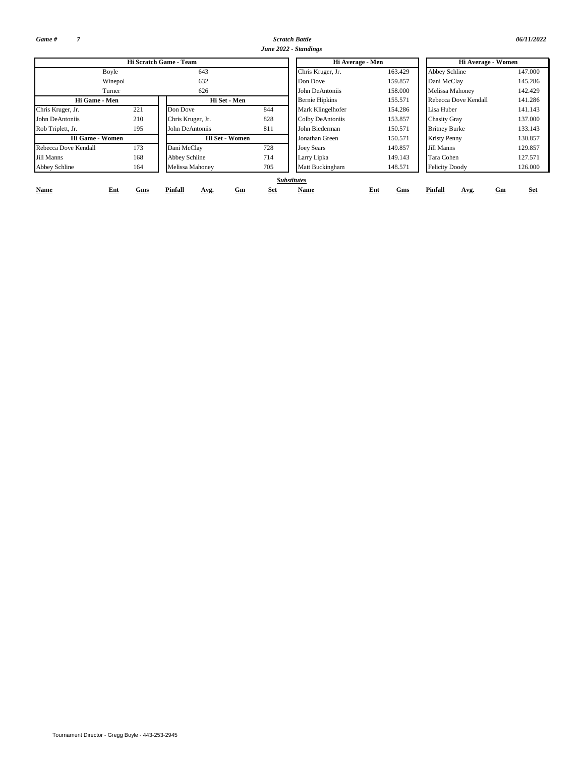*Game #* *7*

***Scratch Battle***

***June 2022 - Standings***

*06/11/2022*

| Hi Scratch Game - Team | |
|---|---|
| Boyle | 643 |
| Winepol | 632 |
| Turner | 626 |

| Hi Game - Men | |
|---|---|
| Chris Kruger, Jr. | 221 |
| John DeAntoniis | 210 |
| Rob Triplett, Jr. | 195 |

| Hi Set - Men | |
|---|---|
| Don Dove | 844 |
| Chris Kruger, Jr. | 828 |
| John DeAntoniis | 811 |

| Hi Game - Women | |
|---|---|
| Rebecca Dove Kendall | 173 |
| Jill Manns | 168 |
| Abbey Schline | 164 |

| Hi Set - Women | |
|---|---|
| Dani McClay | 728 |
| Abbey Schline | 714 |
| Melissa Mahoney | 705 |

| Hi Average - Men | |
|---|---|
| Chris Kruger, Jr. | 163.429 |
| Don Dove | 159.857 |
| John DeAntoniis | 158.000 |
| Bernie Hipkins | 155.571 |
| Mark Klingelhofer | 154.286 |
| Colby DeAntoniis | 153.857 |
| John Biederman | 150.571 |
| Jonathan Green | 150.571 |
| Joey Sears | 149.857 |
| Larry Lipka | 149.143 |
| Matt Buckingham | 148.571 |

| Hi Average - Women | |
|---|---|
| Abbey Schline | 147.000 |
| Dani McClay | 145.286 |
| Melissa Mahoney | 142.429 |
| Rebecca Dove Kendall | 141.286 |
| Lisa Huber | 141.143 |
| Chasity Gray | 137.000 |
| Britney Burke | 133.143 |
| Kristy Penny | 130.857 |
| Jill Manns | 129.857 |
| Tara Cohen | 127.571 |
| Felicity Doody | 126.000 |

***Substitutes***

| Name | Ent | Gms | Pinfall | Avg. | Gm | Set | Name | Ent | Gms | Pinfall | Avg. | Gm | Set |
|---|---|---|---|---|---|---|---|---|---|---|---|---|---|

Tournament Director - Gregg Boyle - 443-253-2945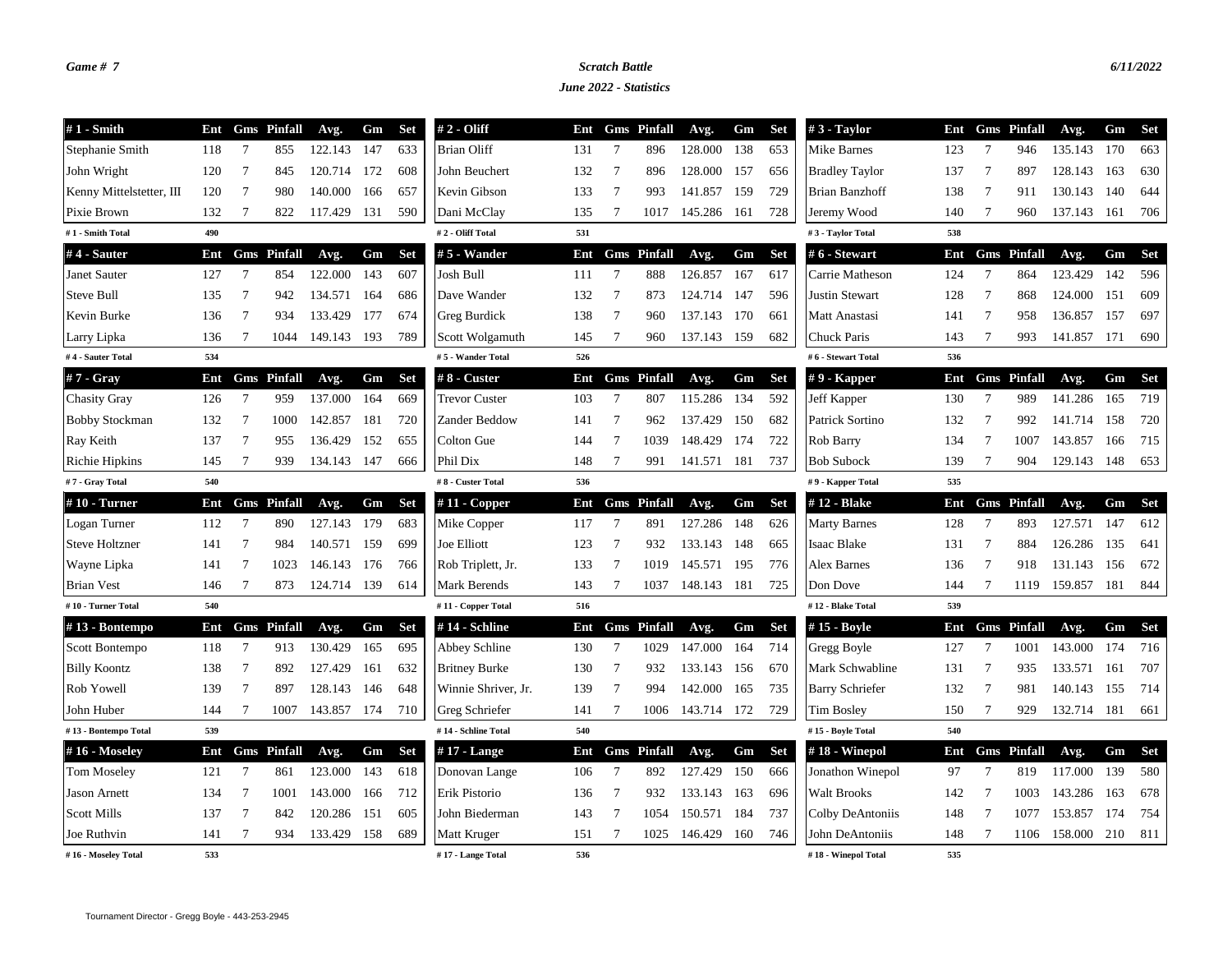**Game # 7**

## Scratch Battle

### June 2022 - Statistics

**6/11/2022**

| # 1 - Smith | Ent | Gms | Pinfall | Avg. | Gm | Set |
|---|---|---|---|---|---|---|
| Stephanie Smith | 118 | 7 | 855 | 122.143 | 147 | 633 |
| John Wright | 120 | 7 | 845 | 120.714 | 172 | 608 |
| Kenny Mittelstetter, III | 120 | 7 | 980 | 140.000 | 166 | 657 |
| Pixie Brown | 132 | 7 | 822 | 117.429 | 131 | 590 |
| # 1 - Smith Total | 490 | | | | | |

| # 2 - Oliff | Ent | Gms | Pinfall | Avg. | Gm | Set |
|---|---|---|---|---|---|---|
| Brian Oliff | 131 | 7 | 896 | 128.000 | 138 | 653 |
| John Beuchert | 132 | 7 | 896 | 128.000 | 157 | 656 |
| Kevin Gibson | 133 | 7 | 993 | 141.857 | 159 | 729 |
| Dani McClay | 135 | 7 | 1017 | 145.286 | 161 | 728 |
| # 2 - Oliff Total | 531 | | | | | |

| # 3 - Taylor | Ent | Gms | Pinfall | Avg. | Gm | Set |
|---|---|---|---|---|---|---|
| Mike Barnes | 123 | 7 | 946 | 135.143 | 170 | 663 |
| Bradley Taylor | 137 | 7 | 897 | 128.143 | 163 | 630 |
| Brian Banzhoff | 138 | 7 | 911 | 130.143 | 140 | 644 |
| Jeremy Wood | 140 | 7 | 960 | 137.143 | 161 | 706 |
| # 3 - Taylor Total | 538 | | | | | |

| # 4 - Sauter | Ent | Gms | Pinfall | Avg. | Gm | Set |
|---|---|---|---|---|---|---|
| Janet Sauter | 127 | 7 | 854 | 122.000 | 143 | 607 |
| Steve Bull | 135 | 7 | 942 | 134.571 | 164 | 686 |
| Kevin Burke | 136 | 7 | 934 | 133.429 | 177 | 674 |
| Larry Lipka | 136 | 7 | 1044 | 149.143 | 193 | 789 |
| # 4 - Sauter Total | 534 | | | | | |

| # 5 - Wander | Ent | Gms | Pinfall | Avg. | Gm | Set |
|---|---|---|---|---|---|---|
| Josh Bull | 111 | 7 | 888 | 126.857 | 167 | 617 |
| Dave Wander | 132 | 7 | 873 | 124.714 | 147 | 596 |
| Greg Burdick | 138 | 7 | 960 | 137.143 | 170 | 661 |
| Scott Wolgamuth | 145 | 7 | 960 | 137.143 | 159 | 682 |
| # 5 - Wander Total | 526 | | | | | |

| # 6 - Stewart | Ent | Gms | Pinfall | Avg. | Gm | Set |
|---|---|---|---|---|---|---|
| Carrie Matheson | 124 | 7 | 864 | 123.429 | 142 | 596 |
| Justin Stewart | 128 | 7 | 868 | 124.000 | 151 | 609 |
| Matt Anastasi | 141 | 7 | 958 | 136.857 | 157 | 697 |
| Chuck Paris | 143 | 7 | 993 | 141.857 | 171 | 690 |
| # 6 - Stewart Total | 536 | | | | | |

| # 7 - Gray | Ent | Gms | Pinfall | Avg. | Gm | Set |
|---|---|---|---|---|---|---|
| Chasity Gray | 126 | 7 | 959 | 137.000 | 164 | 669 |
| Bobby Stockman | 132 | 7 | 1000 | 142.857 | 181 | 720 |
| Ray Keith | 137 | 7 | 955 | 136.429 | 152 | 655 |
| Richie Hipkins | 145 | 7 | 939 | 134.143 | 147 | 666 |
| # 7 - Gray Total | 540 | | | | | |

| # 8 - Custer | Ent | Gms | Pinfall | Avg. | Gm | Set |
|---|---|---|---|---|---|---|
| Trevor Custer | 103 | 7 | 807 | 115.286 | 134 | 592 |
| Zander Beddow | 141 | 7 | 962 | 137.429 | 150 | 682 |
| Colton Gue | 144 | 7 | 1039 | 148.429 | 174 | 722 |
| Phil Dix | 148 | 7 | 991 | 141.571 | 181 | 737 |
| # 8 - Custer Total | 536 | | | | | |

| # 9 - Kapper | Ent | Gms | Pinfall | Avg. | Gm | Set |
|---|---|---|---|---|---|---|
| Jeff Kapper | 130 | 7 | 989 | 141.286 | 165 | 719 |
| Patrick Sortino | 132 | 7 | 992 | 141.714 | 158 | 720 |
| Rob Barry | 134 | 7 | 1007 | 143.857 | 166 | 715 |
| Bob Subock | 139 | 7 | 904 | 129.143 | 148 | 653 |
| # 9 - Kapper Total | 535 | | | | | |

| # 10 - Turner | Ent | Gms | Pinfall | Avg. | Gm | Set |
|---|---|---|---|---|---|---|
| Logan Turner | 112 | 7 | 890 | 127.143 | 179 | 683 |
| Steve Holtzner | 141 | 7 | 984 | 140.571 | 159 | 699 |
| Wayne Lipka | 141 | 7 | 1023 | 146.143 | 176 | 766 |
| Brian Vest | 146 | 7 | 873 | 124.714 | 139 | 614 |
| # 10 - Turner Total | 540 | | | | | |

| # 11 - Copper | Ent | Gms | Pinfall | Avg. | Gm | Set |
|---|---|---|---|---|---|---|
| Mike Copper | 117 | 7 | 891 | 127.286 | 148 | 626 |
| Joe Elliott | 123 | 7 | 932 | 133.143 | 148 | 665 |
| Rob Triplett, Jr. | 133 | 7 | 1019 | 145.571 | 195 | 776 |
| Mark Berends | 143 | 7 | 1037 | 148.143 | 181 | 725 |
| # 11 - Copper Total | 516 | | | | | |

| # 12 - Blake | Ent | Gms | Pinfall | Avg. | Gm | Set |
|---|---|---|---|---|---|---|
| Marty Barnes | 128 | 7 | 893 | 127.571 | 147 | 612 |
| Isaac Blake | 131 | 7 | 884 | 126.286 | 135 | 641 |
| Alex Barnes | 136 | 7 | 918 | 131.143 | 156 | 672 |
| Don Dove | 144 | 7 | 1119 | 159.857 | 181 | 844 |
| # 12 - Blake Total | 539 | | | | | |

| # 13 - Bontempo | Ent | Gms | Pinfall | Avg. | Gm | Set |
|---|---|---|---|---|---|---|
| Scott Bontempo | 118 | 7 | 913 | 130.429 | 165 | 695 |
| Billy Koontz | 138 | 7 | 892 | 127.429 | 161 | 632 |
| Rob Yowell | 139 | 7 | 897 | 128.143 | 146 | 648 |
| John Huber | 144 | 7 | 1007 | 143.857 | 174 | 710 |
| # 13 - Bontempo Total | 539 | | | | | |

| # 14 - Schline | Ent | Gms | Pinfall | Avg. | Gm | Set |
|---|---|---|---|---|---|---|
| Abbey Schline | 130 | 7 | 1029 | 147.000 | 164 | 714 |
| Britney Burke | 130 | 7 | 932 | 133.143 | 156 | 670 |
| Winnie Shriver, Jr. | 139 | 7 | 994 | 142.000 | 165 | 735 |
| Greg Schriefer | 141 | 7 | 1006 | 143.714 | 172 | 729 |
| # 14 - Schline Total | 540 | | | | | |

| # 15 - Boyle | Ent | Gms | Pinfall | Avg. | Gm | Set |
|---|---|---|---|---|---|---|
| Gregg Boyle | 127 | 7 | 1001 | 143.000 | 174 | 716 |
| Mark Schwabline | 131 | 7 | 935 | 133.571 | 161 | 707 |
| Barry Schriefer | 132 | 7 | 981 | 140.143 | 155 | 714 |
| Tim Bosley | 150 | 7 | 929 | 132.714 | 181 | 661 |
| # 15 - Boyle Total | 540 | | | | | |

| # 16 - Moseley | Ent | Gms | Pinfall | Avg. | Gm | Set |
|---|---|---|---|---|---|---|
| Tom Moseley | 121 | 7 | 861 | 123.000 | 143 | 618 |
| Jason Arnett | 134 | 7 | 1001 | 143.000 | 166 | 712 |
| Scott Mills | 137 | 7 | 842 | 120.286 | 151 | 605 |
| Joe Ruthvin | 141 | 7 | 934 | 133.429 | 158 | 689 |
| # 16 - Moseley Total | 533 | | | | | |

| # 17 - Lange | Ent | Gms | Pinfall | Avg. | Gm | Set |
|---|---|---|---|---|---|---|
| Donovan Lange | 106 | 7 | 892 | 127.429 | 150 | 666 |
| Erik Pistorio | 136 | 7 | 932 | 133.143 | 163 | 696 |
| John Biederman | 143 | 7 | 1054 | 150.571 | 184 | 737 |
| Matt Kruger | 151 | 7 | 1025 | 146.429 | 160 | 746 |
| # 17 - Lange Total | 536 | | | | | |

| # 18 - Winepol | Ent | Gms | Pinfall | Avg. | Gm | Set |
|---|---|---|---|---|---|---|
| Jonathon Winepol | 97 | 7 | 819 | 117.000 | 139 | 580 |
| Walt Brooks | 142 | 7 | 1003 | 143.286 | 163 | 678 |
| Colby DeAntoniis | 148 | 7 | 1077 | 153.857 | 174 | 754 |
| John DeAntoniis | 148 | 7 | 1106 | 158.000 | 210 | 811 |
| # 18 - Winepol Total | 535 | | | | | |

Tournament Director - Gregg Boyle - 443-253-2945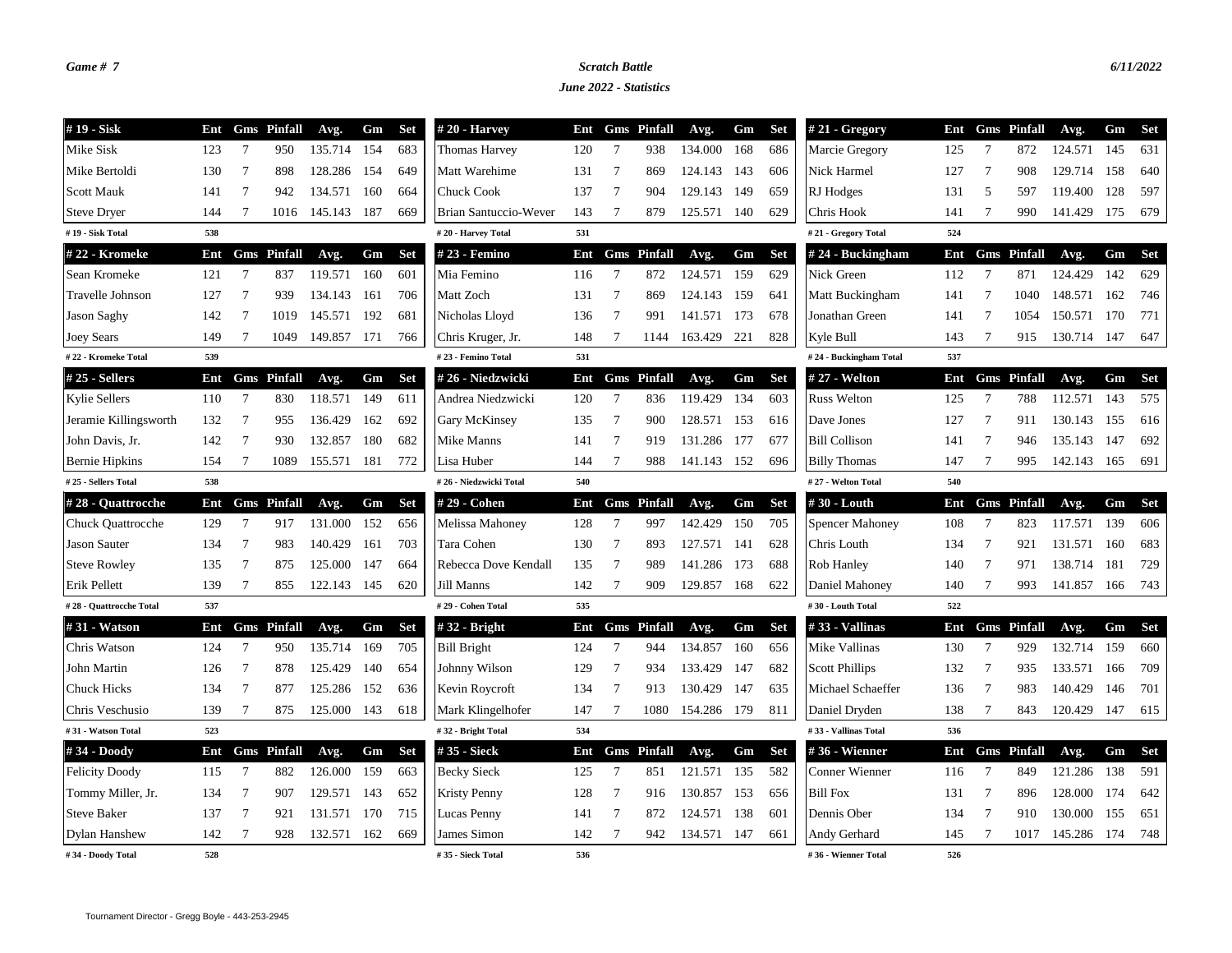Game # 7

**Scratch Battle**

**June 2022 - Statistics**

6/11/2022

| # 19 - Sisk | Ent | Gms | Pinfall | Avg. | Gm | Set |
|---|---|---|---|---|---|---|
| Mike Sisk | 123 | 7 | 950 | 135.714 | 154 | 683 |
| Mike Bertoldi | 130 | 7 | 898 | 128.286 | 154 | 649 |
| Scott Mauk | 141 | 7 | 942 | 134.571 | 160 | 664 |
| Steve Dryer | 144 | 7 | 1016 | 145.143 | 187 | 669 |
| # 19 - Sisk Total | 538 | | | | | |

| # 20 - Harvey | Ent | Gms | Pinfall | Avg. | Gm | Set |
|---|---|---|---|---|---|---|
| Thomas Harvey | 120 | 7 | 938 | 134.000 | 168 | 686 |
| Matt Warehime | 131 | 7 | 869 | 124.143 | 143 | 606 |
| Chuck Cook | 137 | 7 | 904 | 129.143 | 149 | 659 |
| Brian Santuccio-Wever | 143 | 7 | 879 | 125.571 | 140 | 629 |
| # 20 - Harvey Total | 531 | | | | | |

| # 21 - Gregory | Ent | Gms | Pinfall | Avg. | Gm | Set |
|---|---|---|---|---|---|---|
| Marcie Gregory | 125 | 7 | 872 | 124.571 | 145 | 631 |
| Nick Harmel | 127 | 7 | 908 | 129.714 | 158 | 640 |
| RJ Hodges | 131 | 5 | 597 | 119.400 | 128 | 597 |
| Chris Hook | 141 | 7 | 990 | 141.429 | 175 | 679 |
| # 21 - Gregory Total | 524 | | | | | |

| # 22 - Kromeke | Ent | Gms | Pinfall | Avg. | Gm | Set |
|---|---|---|---|---|---|---|
| Sean Kromeke | 121 | 7 | 837 | 119.571 | 160 | 601 |
| Travelle Johnson | 127 | 7 | 939 | 134.143 | 161 | 706 |
| Jason Saghy | 142 | 7 | 1019 | 145.571 | 192 | 681 |
| Joey Sears | 149 | 7 | 1049 | 149.857 | 171 | 766 |
| # 22 - Kromeke Total | 539 | | | | | |

| # 23 - Femino | Ent | Gms | Pinfall | Avg. | Gm | Set |
|---|---|---|---|---|---|---|
| Mia Femino | 116 | 7 | 872 | 124.571 | 159 | 629 |
| Matt Zoch | 131 | 7 | 869 | 124.143 | 159 | 641 |
| Nicholas Lloyd | 136 | 7 | 991 | 141.571 | 173 | 678 |
| Chris Kruger, Jr. | 148 | 7 | 1144 | 163.429 | 221 | 828 |
| # 23 - Femino Total | 531 | | | | | |

| # 24 - Buckingham | Ent | Gms | Pinfall | Avg. | Gm | Set |
|---|---|---|---|---|---|---|
| Nick Green | 112 | 7 | 871 | 124.429 | 142 | 629 |
| Matt Buckingham | 141 | 7 | 1040 | 148.571 | 162 | 746 |
| Jonathan Green | 141 | 7 | 1054 | 150.571 | 170 | 771 |
| Kyle Bull | 143 | 7 | 915 | 130.714 | 147 | 647 |
| # 24 - Buckingham Total | 537 | | | | | |

| # 25 - Sellers | Ent | Gms | Pinfall | Avg. | Gm | Set |
|---|---|---|---|---|---|---|
| Kylie Sellers | 110 | 7 | 830 | 118.571 | 149 | 611 |
| Jeramie Killingsworth | 132 | 7 | 955 | 136.429 | 162 | 692 |
| John Davis, Jr. | 142 | 7 | 930 | 132.857 | 180 | 682 |
| Bernie Hipkins | 154 | 7 | 1089 | 155.571 | 181 | 772 |
| # 25 - Sellers Total | 538 | | | | | |

| # 26 - Niedzwicki | Ent | Gms | Pinfall | Avg. | Gm | Set |
|---|---|---|---|---|---|---|
| Andrea Niedzwicki | 120 | 7 | 836 | 119.429 | 134 | 603 |
| Gary McKinsey | 135 | 7 | 900 | 128.571 | 153 | 616 |
| Mike Manns | 141 | 7 | 919 | 131.286 | 177 | 677 |
| Lisa Huber | 144 | 7 | 988 | 141.143 | 152 | 696 |
| # 26 - Niedzwicki Total | 540 | | | | | |

| # 27 - Welton | Ent | Gms | Pinfall | Avg. | Gm | Set |
|---|---|---|---|---|---|---|
| Russ Welton | 125 | 7 | 788 | 112.571 | 143 | 575 |
| Dave Jones | 127 | 7 | 911 | 130.143 | 155 | 616 |
| Bill Collison | 141 | 7 | 946 | 135.143 | 147 | 692 |
| Billy Thomas | 147 | 7 | 995 | 142.143 | 165 | 691 |
| # 27 - Welton Total | 540 | | | | | |

| # 28 - Quattrocche | Ent | Gms | Pinfall | Avg. | Gm | Set |
|---|---|---|---|---|---|---|
| Chuck Quattrocche | 129 | 7 | 917 | 131.000 | 152 | 656 |
| Jason Sauter | 134 | 7 | 983 | 140.429 | 161 | 703 |
| Steve Rowley | 135 | 7 | 875 | 125.000 | 147 | 664 |
| Erik Pellett | 139 | 7 | 855 | 122.143 | 145 | 620 |
| # 28 - Quattrocche Total | 537 | | | | | |

| # 29 - Cohen | Ent | Gms | Pinfall | Avg. | Gm | Set |
|---|---|---|---|---|---|---|
| Melissa Mahoney | 128 | 7 | 997 | 142.429 | 150 | 705 |
| Tara Cohen | 130 | 7 | 893 | 127.571 | 141 | 628 |
| Rebecca Dove Kendall | 135 | 7 | 989 | 141.286 | 173 | 688 |
| Jill Manns | 142 | 7 | 909 | 129.857 | 168 | 622 |
| # 29 - Cohen Total | 535 | | | | | |

| # 30 - Louth | Ent | Gms | Pinfall | Avg. | Gm | Set |
|---|---|---|---|---|---|---|
| Spencer Mahoney | 108 | 7 | 823 | 117.571 | 139 | 606 |
| Chris Louth | 134 | 7 | 921 | 131.571 | 160 | 683 |
| Rob Hanley | 140 | 7 | 971 | 138.714 | 181 | 729 |
| Daniel Mahoney | 140 | 7 | 993 | 141.857 | 166 | 743 |
| # 30 - Louth Total | 522 | | | | | |

| # 31 - Watson | Ent | Gms | Pinfall | Avg. | Gm | Set |
|---|---|---|---|---|---|---|
| Chris Watson | 124 | 7 | 950 | 135.714 | 169 | 705 |
| John Martin | 126 | 7 | 878 | 125.429 | 140 | 654 |
| Chuck Hicks | 134 | 7 | 877 | 125.286 | 152 | 636 |
| Chris Veschusio | 139 | 7 | 875 | 125.000 | 143 | 618 |
| # 31 - Watson Total | 523 | | | | | |

| # 32 - Bright | Ent | Gms | Pinfall | Avg. | Gm | Set |
|---|---|---|---|---|---|---|
| Bill Bright | 124 | 7 | 944 | 134.857 | 160 | 656 |
| Johnny Wilson | 129 | 7 | 934 | 133.429 | 147 | 682 |
| Kevin Roycroft | 134 | 7 | 913 | 130.429 | 147 | 635 |
| Mark Klingelhofer | 147 | 7 | 1080 | 154.286 | 179 | 811 |
| # 32 - Bright Total | 534 | | | | | |

| # 33 - Vallinas | Ent | Gms | Pinfall | Avg. | Gm | Set |
|---|---|---|---|---|---|---|
| Mike Vallinas | 130 | 7 | 929 | 132.714 | 159 | 660 |
| Scott Phillips | 132 | 7 | 935 | 133.571 | 166 | 709 |
| Michael Schaeffer | 136 | 7 | 983 | 140.429 | 146 | 701 |
| Daniel Dryden | 138 | 7 | 843 | 120.429 | 147 | 615 |
| # 33 - Vallinas Total | 536 | | | | | |

| # 34 - Doody | Ent | Gms | Pinfall | Avg. | Gm | Set |
|---|---|---|---|---|---|---|
| Felicity Doody | 115 | 7 | 882 | 126.000 | 159 | 663 |
| Tommy Miller, Jr. | 134 | 7 | 907 | 129.571 | 143 | 652 |
| Steve Baker | 137 | 7 | 921 | 131.571 | 170 | 715 |
| Dylan Hanshew | 142 | 7 | 928 | 132.571 | 162 | 669 |
| # 34 - Doody Total | 528 | | | | | |

| # 35 - Sieck | Ent | Gms | Pinfall | Avg. | Gm | Set |
|---|---|---|---|---|---|---|
| Becky Sieck | 125 | 7 | 851 | 121.571 | 135 | 582 |
| Kristy Penny | 128 | 7 | 916 | 130.857 | 153 | 656 |
| Lucas Penny | 141 | 7 | 872 | 124.571 | 138 | 601 |
| James Simon | 142 | 7 | 942 | 134.571 | 147 | 661 |
| # 35 - Sieck Total | 536 | | | | | |

| # 36 - Wienner | Ent | Gms | Pinfall | Avg. | Gm | Set |
|---|---|---|---|---|---|---|
| Conner Wienner | 116 | 7 | 849 | 121.286 | 138 | 591 |
| Bill Fox | 131 | 7 | 896 | 128.000 | 174 | 642 |
| Dennis Ober | 134 | 7 | 910 | 130.000 | 155 | 651 |
| Andy Gerhard | 145 | 7 | 1017 | 145.286 | 174 | 748 |
| # 36 - Wienner Total | 526 | | | | | |

Tournament Director - Gregg Boyle - 443-253-2945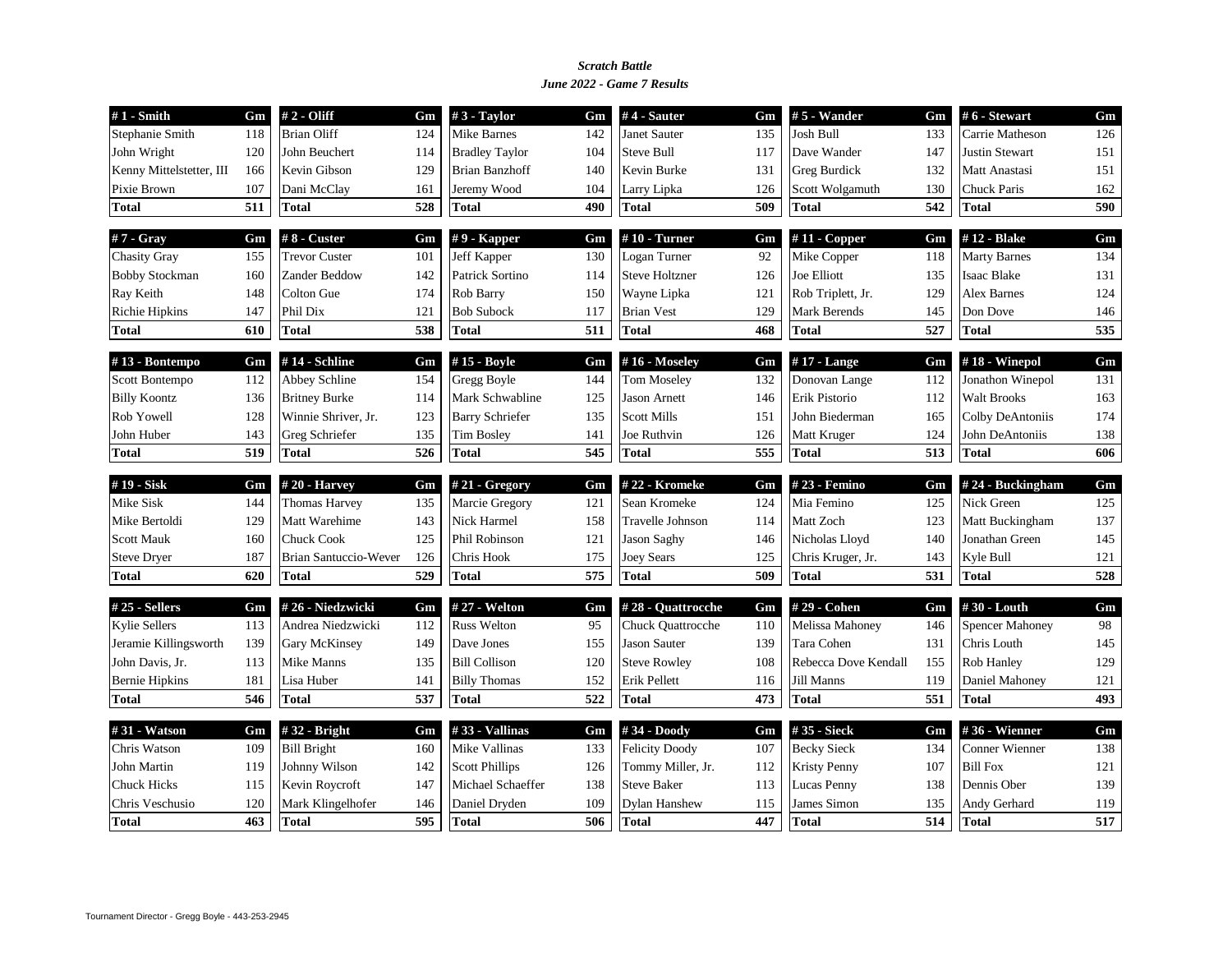*Scratch Battle*
*June 2022 - Game 7 Results*

| # 1 - Smith | Gm |
|---|---|
| Stephanie Smith | 118 |
| John Wright | 120 |
| Kenny Mittelstetter, III | 166 |
| Pixie Brown | 107 |
| **Total** | **511** |

| # 2 - Oliff | Gm |
|---|---|
| Brian Oliff | 124 |
| John Beuchert | 114 |
| Kevin Gibson | 129 |
| Dani McClay | 161 |
| **Total** | **528** |

| # 3 - Taylor | Gm |
|---|---|
| Mike Barnes | 142 |
| Bradley Taylor | 104 |
| Brian Banzhoff | 140 |
| Jeremy Wood | 104 |
| **Total** | **490** |

| # 4 - Sauter | Gm |
|---|---|
| Janet Sauter | 135 |
| Steve Bull | 117 |
| Kevin Burke | 131 |
| Larry Lipka | 126 |
| **Total** | **509** |

| # 5 - Wander | Gm |
|---|---|
| Josh Bull | 133 |
| Dave Wander | 147 |
| Greg Burdick | 132 |
| Scott Wolgamuth | 130 |
| **Total** | **542** |

| # 6 - Stewart | Gm |
|---|---|
| Carrie Matheson | 126 |
| Justin Stewart | 151 |
| Matt Anastasi | 151 |
| Chuck Paris | 162 |
| **Total** | **590** |

| # 7 - Gray | Gm |
|---|---|
| Chasity Gray | 155 |
| Bobby Stockman | 160 |
| Ray Keith | 148 |
| Richie Hipkins | 147 |
| **Total** | **610** |

| # 8 - Custer | Gm |
|---|---|
| Trevor Custer | 101 |
| Zander Beddow | 142 |
| Colton Gue | 174 |
| Phil Dix | 121 |
| **Total** | **538** |

| # 9 - Kapper | Gm |
|---|---|
| Jeff Kapper | 130 |
| Patrick Sortino | 114 |
| Rob Barry | 150 |
| Bob Subock | 117 |
| **Total** | **511** |

| # 10 - Turner | Gm |
|---|---|
| Logan Turner | 92 |
| Steve Holtzner | 126 |
| Wayne Lipka | 121 |
| Brian Vest | 129 |
| **Total** | **468** |

| # 11 - Copper | Gm |
|---|---|
| Mike Copper | 118 |
| Joe Elliott | 135 |
| Rob Triplett, Jr. | 129 |
| Mark Berends | 145 |
| **Total** | **527** |

| # 12 - Blake | Gm |
|---|---|
| Marty Barnes | 134 |
| Isaac Blake | 131 |
| Alex Barnes | 124 |
| Don Dove | 146 |
| **Total** | **535** |

| # 13 - Bontempo | Gm |
|---|---|
| Scott Bontempo | 112 |
| Billy Koontz | 136 |
| Rob Yowell | 128 |
| John Huber | 143 |
| **Total** | **519** |

| # 14 - Schline | Gm |
|---|---|
| Abbey Schline | 154 |
| Britney Burke | 114 |
| Winnie Shriver, Jr. | 123 |
| Greg Schriefer | 135 |
| **Total** | **526** |

| # 15 - Boyle | Gm |
|---|---|
| Gregg Boyle | 144 |
| Mark Schwabline | 125 |
| Barry Schriefer | 135 |
| Tim Bosley | 141 |
| **Total** | **545** |

| # 16 - Moseley | Gm |
|---|---|
| Tom Moseley | 132 |
| Jason Arnett | 146 |
| Scott Mills | 151 |
| Joe Ruthvin | 126 |
| **Total** | **555** |

| # 17 - Lange | Gm |
|---|---|
| Donovan Lange | 112 |
| Erik Pistorio | 112 |
| John Biederman | 165 |
| Matt Kruger | 124 |
| **Total** | **513** |

| # 18 - Winepol | Gm |
|---|---|
| Jonathon Winepol | 131 |
| Walt Brooks | 163 |
| Colby DeAntoniis | 174 |
| John DeAntoniis | 138 |
| **Total** | **606** |

| # 19 - Sisk | Gm |
|---|---|
| Mike Sisk | 144 |
| Mike Bertoldi | 129 |
| Scott Mauk | 160 |
| Steve Dryer | 187 |
| **Total** | **620** |

| # 20 - Harvey | Gm |
|---|---|
| Thomas Harvey | 135 |
| Matt Warehime | 143 |
| Chuck Cook | 125 |
| Brian Santuccio-Wever | 126 |
| **Total** | **529** |

| # 21 - Gregory | Gm |
|---|---|
| Marcie Gregory | 121 |
| Nick Harmel | 158 |
| Phil Robinson | 121 |
| Chris Hook | 175 |
| **Total** | **575** |

| # 22 - Kromeke | Gm |
|---|---|
| Sean Kromeke | 124 |
| Travelle Johnson | 114 |
| Jason Saghy | 146 |
| Joey Sears | 125 |
| **Total** | **509** |

| # 23 - Femino | Gm |
|---|---|
| Mia Femino | 125 |
| Matt Zoch | 123 |
| Nicholas Lloyd | 140 |
| Chris Kruger, Jr. | 143 |
| **Total** | **531** |

| # 24 - Buckingham | Gm |
|---|---|
| Nick Green | 125 |
| Matt Buckingham | 137 |
| Jonathan Green | 145 |
| Kyle Bull | 121 |
| **Total** | **528** |

| # 25 - Sellers | Gm |
|---|---|
| Kylie Sellers | 113 |
| Jeramie Killingsworth | 139 |
| John Davis, Jr. | 113 |
| Bernie Hipkins | 181 |
| **Total** | **546** |

| # 26 - Niedzwicki | Gm |
|---|---|
| Andrea Niedzwicki | 112 |
| Gary McKinsey | 149 |
| Mike Manns | 135 |
| Lisa Huber | 141 |
| **Total** | **537** |

| # 27 - Welton | Gm |
|---|---|
| Russ Welton | 95 |
| Dave Jones | 155 |
| Bill Collison | 120 |
| Billy Thomas | 152 |
| **Total** | **522** |

| # 28 - Quattrocche | Gm |
|---|---|
| Chuck Quattrocche | 110 |
| Jason Sauter | 139 |
| Steve Rowley | 108 |
| Erik Pellett | 116 |
| **Total** | **473** |

| # 29 - Cohen | Gm |
|---|---|
| Melissa Mahoney | 146 |
| Tara Cohen | 131 |
| Rebecca Dove Kendall | 155 |
| Jill Manns | 119 |
| **Total** | **551** |

| # 30 - Louth | Gm |
|---|---|
| Spencer Mahoney | 98 |
| Chris Louth | 145 |
| Rob Hanley | 129 |
| Daniel Mahoney | 121 |
| **Total** | **493** |

| # 31 - Watson | Gm |
|---|---|
| Chris Watson | 109 |
| John Martin | 119 |
| Chuck Hicks | 115 |
| Chris Veschusio | 120 |
| **Total** | **463** |

| # 32 - Bright | Gm |
|---|---|
| Bill Bright | 160 |
| Johnny Wilson | 142 |
| Kevin Roycroft | 147 |
| Mark Klingelhofer | 146 |
| **Total** | **595** |

| # 33 - Vallinas | Gm |
|---|---|
| Mike Vallinas | 133 |
| Scott Phillips | 126 |
| Michael Schaeffer | 138 |
| Daniel Dryden | 109 |
| **Total** | **506** |

| # 34 - Doody | Gm |
|---|---|
| Felicity Doody | 107 |
| Tommy Miller, Jr. | 112 |
| Steve Baker | 113 |
| Dylan Hanshew | 115 |
| **Total** | **447** |

| # 35 - Sieck | Gm |
|---|---|
| Becky Sieck | 134 |
| Kristy Penny | 107 |
| Lucas Penny | 138 |
| James Simon | 135 |
| **Total** | **514** |

| # 36 - Wienner | Gm |
|---|---|
| Conner Wienner | 138 |
| Bill Fox | 121 |
| Dennis Ober | 139 |
| Andy Gerhard | 119 |
| **Total** | **517** |

Tournament Director - Gregg Boyle - 443-253-2945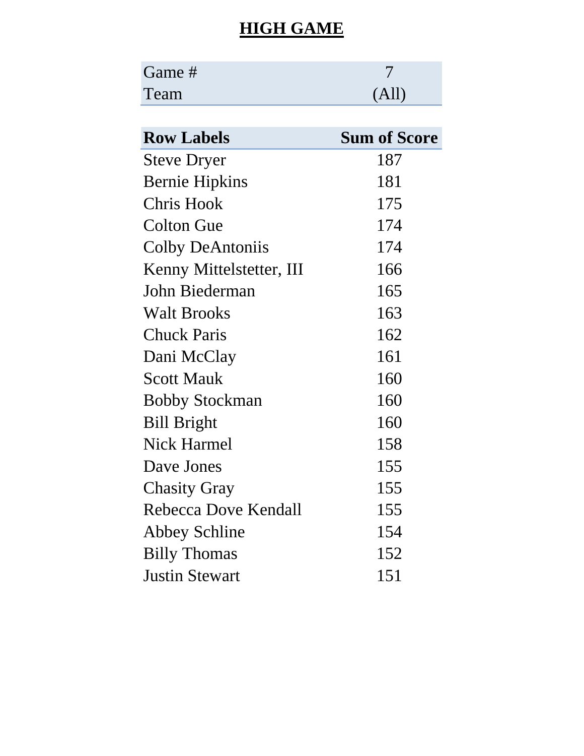# HIGH GAME

| | |
|---|---|
| Game # | 7 |
| Team | (All) |

| Row Labels | Sum of Score |
|---|---|
| Steve Dryer | 187 |
| Bernie Hipkins | 181 |
| Chris Hook | 175 |
| Colton Gue | 174 |
| Colby DeAntoniis | 174 |
| Kenny Mittelstetter, III | 166 |
| John Biederman | 165 |
| Walt Brooks | 163 |
| Chuck Paris | 162 |
| Dani McClay | 161 |
| Scott Mauk | 160 |
| Bobby Stockman | 160 |
| Bill Bright | 160 |
| Nick Harmel | 158 |
| Dave Jones | 155 |
| Chasity Gray | 155 |
| Rebecca Dove Kendall | 155 |
| Abbey Schline | 154 |
| Billy Thomas | 152 |
| Justin Stewart | 151 |